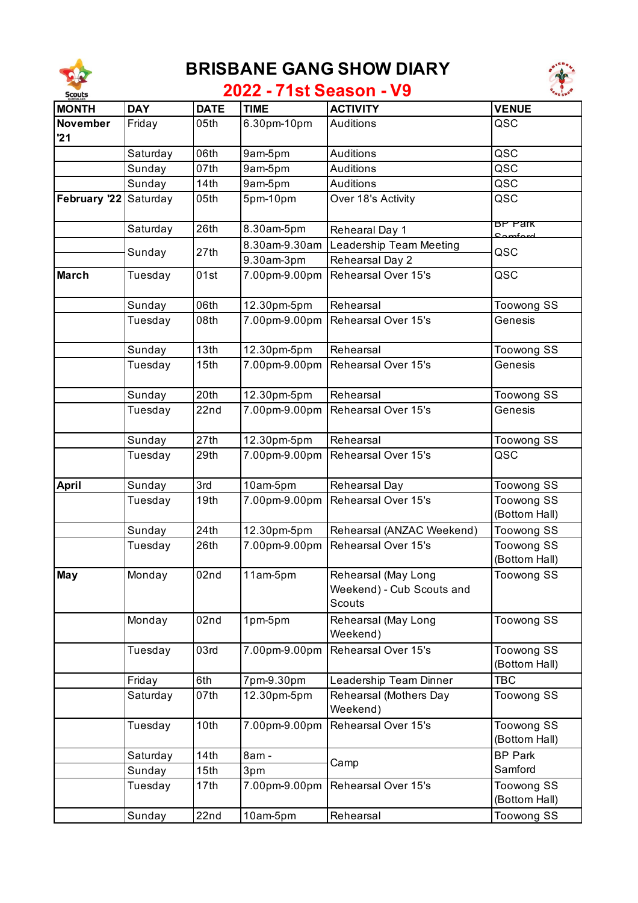# BRISBANE GANG SHOW DIARY

## 2022 - 71st Season - V9

| MONTH | DAY | DATE | TIME | ACTIVITY | VENUE |
|---|---|---|---|---|---|
| November '21 | Friday | 05th | 6.30pm-10pm | Auditions | QSC |
| | Saturday | 06th | 9am-5pm | Auditions | QSC |
| | Sunday | 07th | 9am-5pm | Auditions | QSC |
| | Sunday | 14th | 9am-5pm | Auditions | QSC |
| February '22 | Saturday | 05th | 5pm-10pm | Over 18's Activity | QSC |
| | Saturday | 26th | 8.30am-5pm | Rehearal Day 1 | BP Park Samford |
| | Sunday | 27th | 8.30am-9.30am | Leadership Team Meeting | QSC |
| | | | 9.30am-3pm | Rehearsal Day 2 | |
| March | Tuesday | 01st | 7.00pm-9.00pm | Rehearsal Over 15's | QSC |
| | Sunday | 06th | 12.30pm-5pm | Rehearsal | Toowong SS |
| | Tuesday | 08th | 7.00pm-9.00pm | Rehearsal Over 15's | Genesis |
| | Sunday | 13th | 12.30pm-5pm | Rehearsal | Toowong SS |
| | Tuesday | 15th | 7.00pm-9.00pm | Rehearsal Over 15's | Genesis |
| | Sunday | 20th | 12.30pm-5pm | Rehearsal | Toowong SS |
| | Tuesday | 22nd | 7.00pm-9.00pm | Rehearsal Over 15's | Genesis |
| | Sunday | 27th | 12.30pm-5pm | Rehearsal | Toowong SS |
| | Tuesday | 29th | 7.00pm-9.00pm | Rehearsal Over 15's | QSC |
| April | Sunday | 3rd | 10am-5pm | Rehearsal Day | Toowong SS |
| | Tuesday | 19th | 7.00pm-9.00pm | Rehearsal Over 15's | Toowong SS (Bottom Hall) |
| | Sunday | 24th | 12.30pm-5pm | Rehearsal (ANZAC Weekend) | Toowong SS |
| | Tuesday | 26th | 7.00pm-9.00pm | Rehearsal Over 15's | Toowong SS (Bottom Hall) |
| May | Monday | 02nd | 11am-5pm | Rehearsal (May Long Weekend) - Cub Scouts and Scouts | Toowong SS |
| | Monday | 02nd | 1pm-5pm | Rehearsal (May Long Weekend) | Toowong SS |
| | Tuesday | 03rd | 7.00pm-9.00pm | Rehearsal Over 15's | Toowong SS (Bottom Hall) |
| | Friday | 6th | 7pm-9.30pm | Leadership Team Dinner | TBC |
| | Saturday | 07th | 12.30pm-5pm | Rehearsal (Mothers Day Weekend) | Toowong SS |
| | Tuesday | 10th | 7.00pm-9.00pm | Rehearsal Over 15's | Toowong SS (Bottom Hall) |
| | Saturday | 14th | 8am - | Camp | BP Park Samford |
| | Sunday | 15th | 3pm | | |
| | Tuesday | 17th | 7.00pm-9.00pm | Rehearsal Over 15's | Toowong SS (Bottom Hall) |
| | Sunday | 22nd | 10am-5pm | Rehearsal | Toowong SS |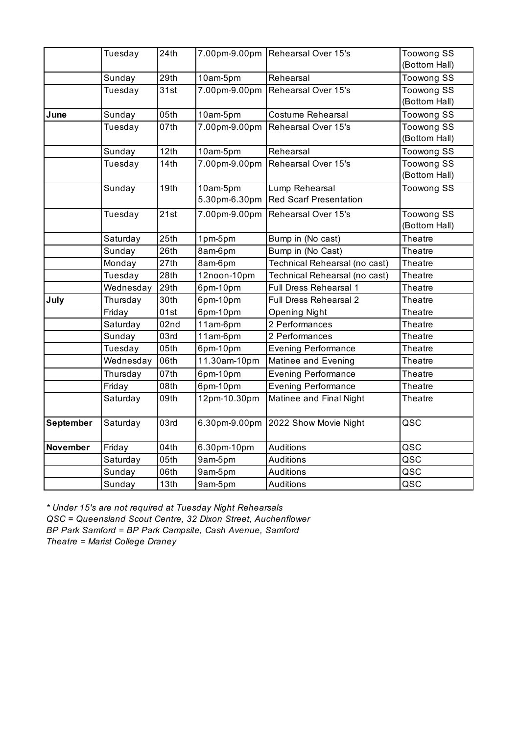| | | | | | |
|---|---|---|---|---|---|
| | Tuesday | 24th | 7.00pm-9.00pm | Rehearsal Over 15's | Toowong SS (Bottom Hall) |
| | Sunday | 29th | 10am-5pm | Rehearsal | Toowong SS |
| | Tuesday | 31st | 7.00pm-9.00pm | Rehearsal Over 15's | Toowong SS (Bottom Hall) |
| **June** | Sunday | 05th | 10am-5pm | Costume Rehearsal | Toowong SS |
| | Tuesday | 07th | 7.00pm-9.00pm | Rehearsal Over 15's | Toowong SS (Bottom Hall) |
| | Sunday | 12th | 10am-5pm | Rehearsal | Toowong SS |
| | Tuesday | 14th | 7.00pm-9.00pm | Rehearsal Over 15's | Toowong SS (Bottom Hall) |
| | Sunday | 19th | 10am-5pm<br>5.30pm-6.30pm | Lump Rehearsal<br>Red Scarf Presentation | Toowong SS |
| | Tuesday | 21st | 7.00pm-9.00pm | Rehearsal Over 15's | Toowong SS (Bottom Hall) |
| | Saturday | 25th | 1pm-5pm | Bump in (No cast) | Theatre |
| | Sunday | 26th | 8am-6pm | Bump in (No Cast) | Theatre |
| | Monday | 27th | 8am-6pm | Technical Rehearsal (no cast) | Theatre |
| | Tuesday | 28th | 12noon-10pm | Technical Rehearsal (no cast) | Theatre |
| | Wednesday | 29th | 6pm-10pm | Full Dress Rehearsal 1 | Theatre |
| **July** | Thursday | 30th | 6pm-10pm | Full Dress Rehearsal 2 | Theatre |
| | Friday | 01st | 6pm-10pm | Opening Night | Theatre |
| | Saturday | 02nd | 11am-6pm | 2 Performances | Theatre |
| | Sunday | 03rd | 11am-6pm | 2 Performances | Theatre |
| | Tuesday | 05th | 6pm-10pm | Evening Performance | Theatre |
| | Wednesday | 06th | 11.30am-10pm | Matinee and Evening | Theatre |
| | Thursday | 07th | 6pm-10pm | Evening Performance | Theatre |
| | Friday | 08th | 6pm-10pm | Evening Performance | Theatre |
| | Saturday | 09th | 12pm-10.30pm | Matinee and Final Night | Theatre |
| **September** | Saturday | 03rd | 6.30pm-9.00pm | 2022 Show Movie Night | QSC |
| **November** | Friday | 04th | 6.30pm-10pm | Auditions | QSC |
| | Saturday | 05th | 9am-5pm | Auditions | QSC |
| | Sunday | 06th | 9am-5pm | Auditions | QSC |
| | Sunday | 13th | 9am-5pm | Auditions | QSC |

*\* Under 15's are not required at Tuesday Night Rehearsals*
*QSC = Queensland Scout Centre, 32 Dixon Street, Auchenflower*
*BP Park Samford = BP Park Campsite, Cash Avenue, Samford*
*Theatre = Marist College Draney*